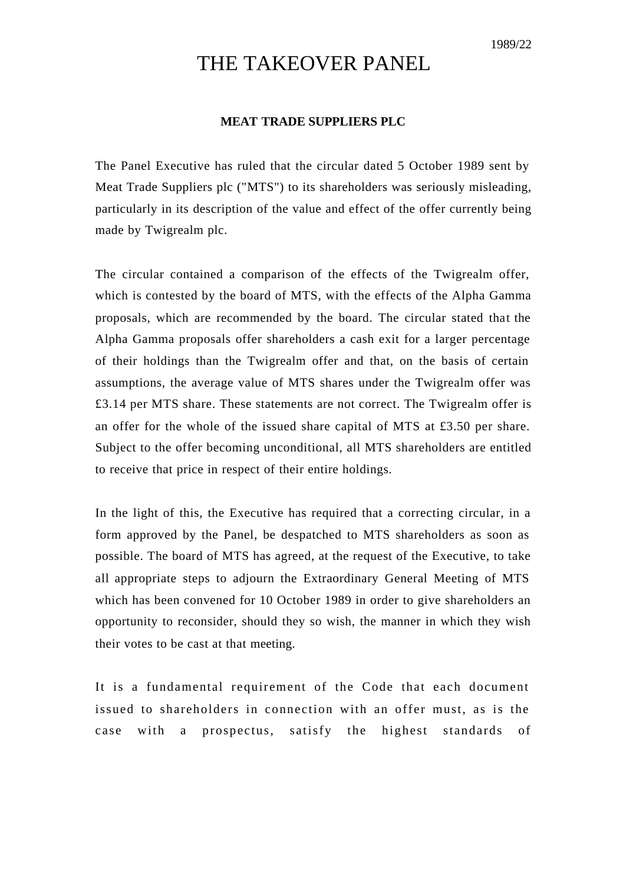1989/22

# THE TAKEOVER PANEL

## MEAT TRADE SUPPLIERS PLC

The Panel Executive has ruled that the circular dated 5 October 1989 sent by Meat Trade Suppliers plc ("MTS") to its shareholders was seriously misleading, particularly in its description of the value and effect of the offer currently being made by Twigrealm plc.

The circular contained a comparison of the effects of the Twigrealm offer, which is contested by the board of MTS, with the effects of the Alpha Gamma proposals, which are recommended by the board. The circular stated that the Alpha Gamma proposals offer shareholders a cash exit for a larger percentage of their holdings than the Twigrealm offer and that, on the basis of certain assumptions, the average value of MTS shares under the Twigrealm offer was £3.14 per MTS share. These statements are not correct. The Twigrealm offer is an offer for the whole of the issued share capital of MTS at £3.50 per share. Subject to the offer becoming unconditional, all MTS shareholders are entitled to receive that price in respect of their entire holdings.

In the light of this, the Executive has required that a correcting circular, in a form approved by the Panel, be despatched to MTS shareholders as soon as possible. The board of MTS has agreed, at the request of the Executive, to take all appropriate steps to adjourn the Extraordinary General Meeting of MTS which has been convened for 10 October 1989 in order to give shareholders an opportunity to reconsider, should they so wish, the manner in which they wish their votes to be cast at that meeting.

It is a fundamental requirement of the Code that each document issued to shareholders in connection with an offer must, as is the case with a prospectus, satisfy the highest standards of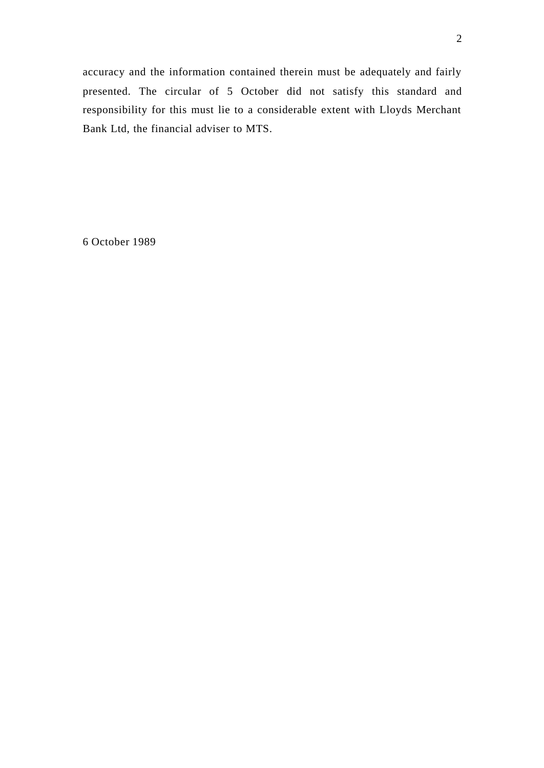accuracy and the information contained therein must be adequately and fairly presented. The circular of 5 October did not satisfy this standard and responsibility for this must lie to a considerable extent with Lloyds Merchant Bank Ltd, the financial adviser to MTS.

6 October 1989